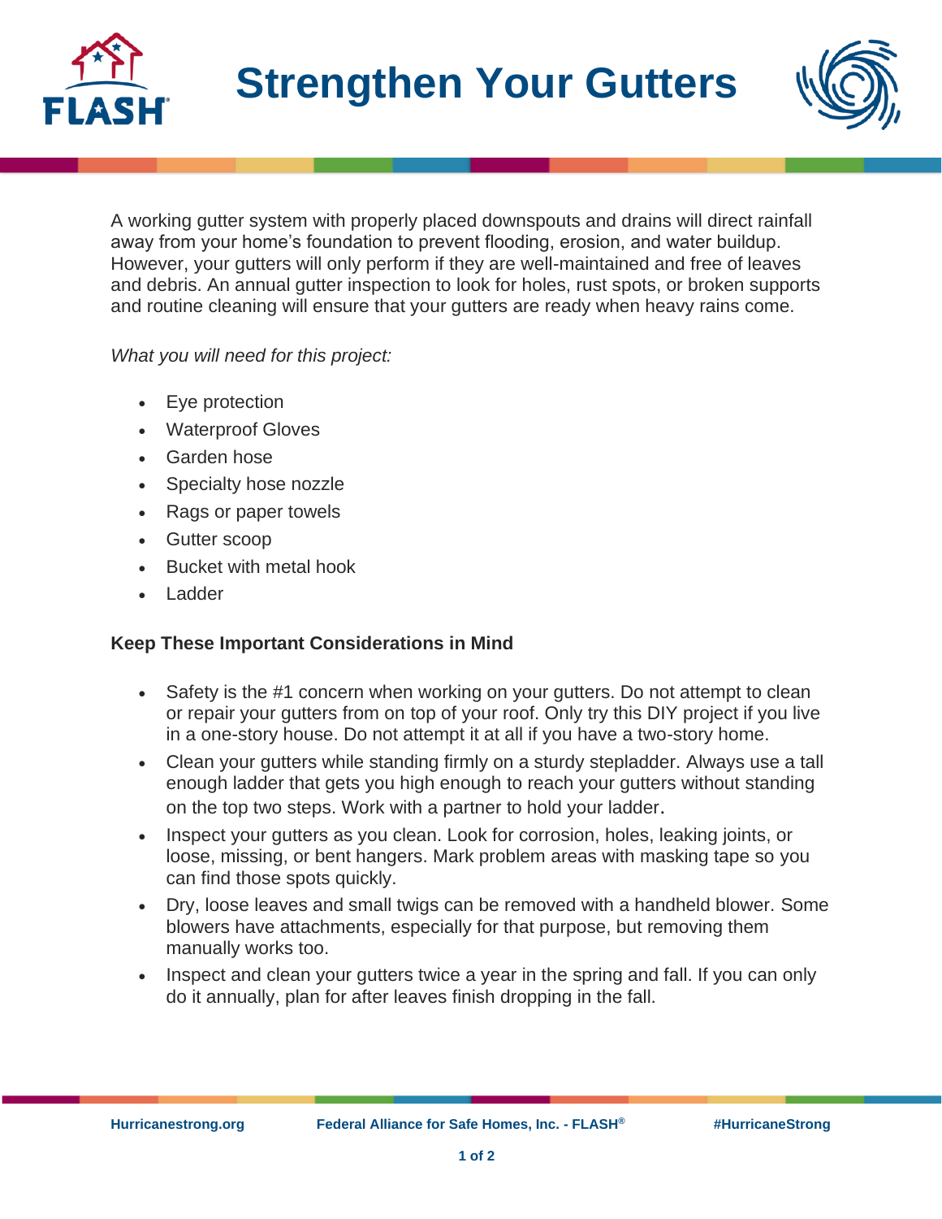# Strengthen Your Gutters

A working gutter system with properly placed downspouts and drains will direct rainfall away from your home's foundation to prevent flooding, erosion, and water buildup. However, your gutters will only perform if they are well-maintained and free of leaves and debris. An annual gutter inspection to look for holes, rust spots, or broken supports and routine cleaning will ensure that your gutters are ready when heavy rains come.

*What you will need for this project:*

- Eye protection
- Waterproof Gloves
- Garden hose
- Specialty hose nozzle
- Rags or paper towels
- Gutter scoop
- Bucket with metal hook
- Ladder

**Keep These Important Considerations in Mind**

- Safety is the #1 concern when working on your gutters. Do not attempt to clean or repair your gutters from on top of your roof. Only try this DIY project if you live in a one-story house. Do not attempt it at all if you have a two-story home.
- Clean your gutters while standing firmly on a sturdy stepladder. Always use a tall enough ladder that gets you high enough to reach your gutters without standing on the top two steps. Work with a partner to hold your ladder.
- Inspect your gutters as you clean. Look for corrosion, holes, leaking joints, or loose, missing, or bent hangers. Mark problem areas with masking tape so you can find those spots quickly.
- Dry, loose leaves and small twigs can be removed with a handheld blower. Some blowers have attachments, especially for that purpose, but removing them manually works too.
- Inspect and clean your gutters twice a year in the spring and fall. If you can only do it annually, plan for after leaves finish dropping in the fall.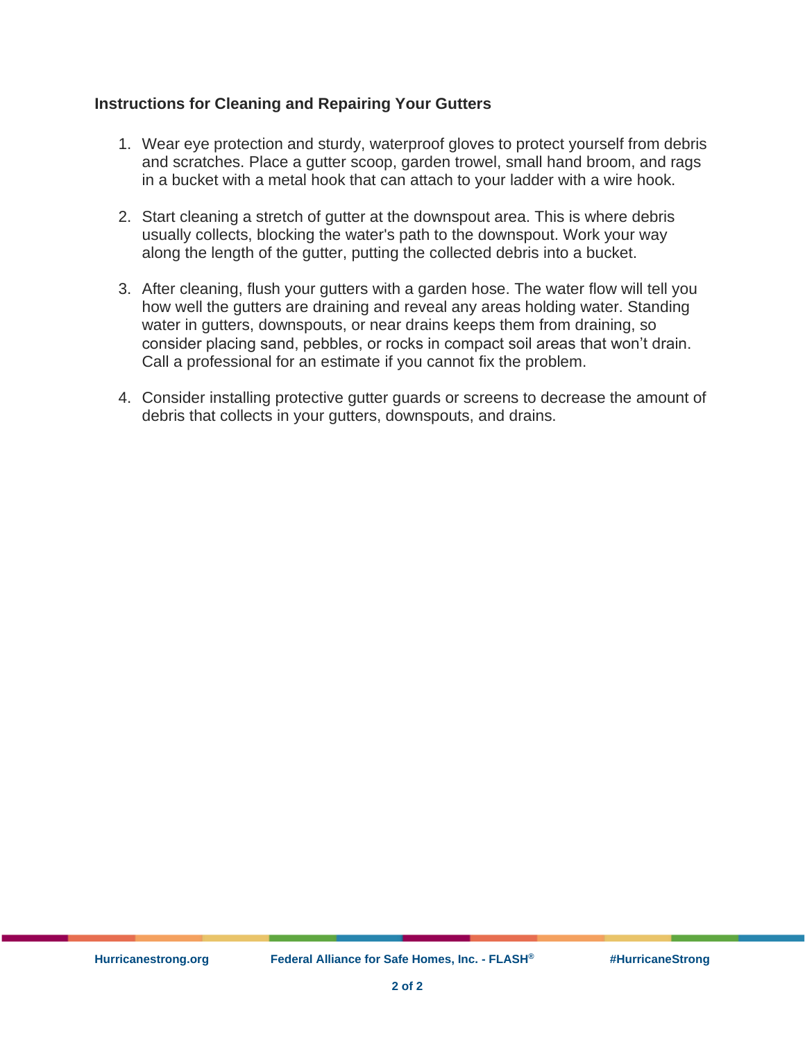### Instructions for Cleaning and Repairing Your Gutters

1. Wear eye protection and sturdy, waterproof gloves to protect yourself from debris and scratches. Place a gutter scoop, garden trowel, small hand broom, and rags in a bucket with a metal hook that can attach to your ladder with a wire hook.

2. Start cleaning a stretch of gutter at the downspout area. This is where debris usually collects, blocking the water's path to the downspout. Work your way along the length of the gutter, putting the collected debris into a bucket.

3. After cleaning, flush your gutters with a garden hose. The water flow will tell you how well the gutters are draining and reveal any areas holding water. Standing water in gutters, downspouts, or near drains keeps them from draining, so consider placing sand, pebbles, or rocks in compact soil areas that won’t drain. Call a professional for an estimate if you cannot fix the problem.

4. Consider installing protective gutter guards or screens to decrease the amount of debris that collects in your gutters, downspouts, and drains.